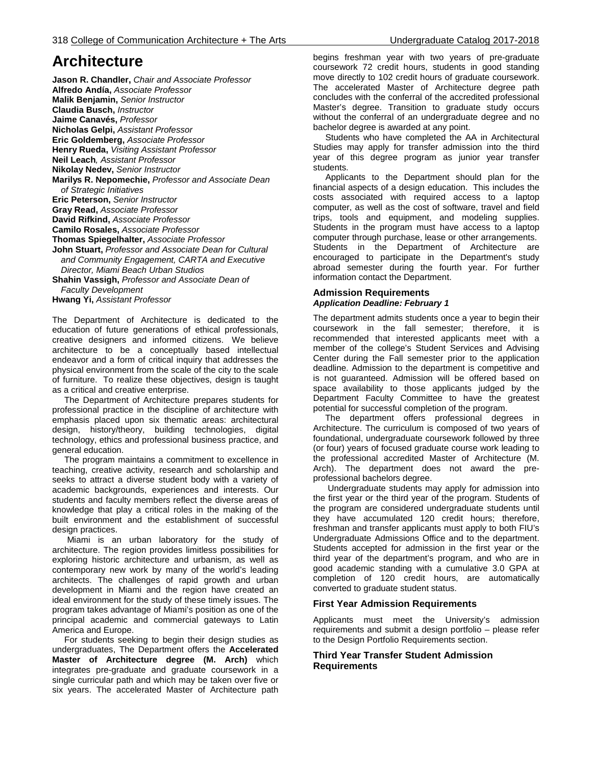# Architecture

**Jason R. Chandler,** *Chair and Associate Professor*
**Alfredo Andía,** *Associate Professor*
**Malik Benjamin,** *Senior Instructor*
**Claudia Busch,** *Instructor*
**Jaime Canavés,** *Professor*
**Nicholas Gelpi,** *Assistant Professor*
**Eric Goldemberg,** *Associate Professor*
**Henry Rueda,** *Visiting Assistant Professor*
**Neil Leach***, Assistant Professor*
**Nikolay Nedev,** *Senior Instructor*
**Marilys R. Nepomechie,** *Professor and Associate Dean of Strategic Initiatives*
**Eric Peterson,** *Senior Instructor*
**Gray Read,** *Associate Professor*
**David Rifkind,** *Associate Professor*
**Camilo Rosales,** *Associate Professor*
**Thomas Spiegelhalter,** *Associate Professor*
**John Stuart,** *Professor and Associate Dean for Cultural and Community Engagement, CARTA and Executive Director, Miami Beach Urban Studios*
**Shahin Vassigh,** *Professor and Associate Dean of Faculty Development*
**Hwang Yi,** *Assistant Professor*

The Department of Architecture is dedicated to the education of future generations of ethical professionals, creative designers and informed citizens. We believe architecture to be a conceptually based intellectual endeavor and a form of critical inquiry that addresses the physical environment from the scale of the city to the scale of furniture. To realize these objectives, design is taught as a critical and creative enterprise.

The Department of Architecture prepares students for professional practice in the discipline of architecture with emphasis placed upon six thematic areas: architectural design, history/theory, building technologies, digital technology, ethics and professional business practice, and general education.

The program maintains a commitment to excellence in teaching, creative activity, research and scholarship and seeks to attract a diverse student body with a variety of academic backgrounds, experiences and interests. Our students and faculty members reflect the diverse areas of knowledge that play a critical roles in the making of the built environment and the establishment of successful design practices.

Miami is an urban laboratory for the study of architecture. The region provides limitless possibilities for exploring historic architecture and urbanism, as well as contemporary new work by many of the world's leading architects. The challenges of rapid growth and urban development in Miami and the region have created an ideal environment for the study of these timely issues. The program takes advantage of Miami's position as one of the principal academic and commercial gateways to Latin America and Europe.

For students seeking to begin their design studies as undergraduates, The Department offers the **Accelerated Master of Architecture degree (M. Arch)** which integrates pre-graduate and graduate coursework in a single curricular path and which may be taken over five or six years. The accelerated Master of Architecture path begins freshman year with two years of pre-graduate coursework 72 credit hours, students in good standing move directly to 102 credit hours of graduate coursework. The accelerated Master of Architecture degree path concludes with the conferral of the accredited professional Master's degree. Transition to graduate study occurs without the conferral of an undergraduate degree and no bachelor degree is awarded at any point.

Students who have completed the AA in Architectural Studies may apply for transfer admission into the third year of this degree program as junior year transfer students.

Applicants to the Department should plan for the financial aspects of a design education. This includes the costs associated with required access to a laptop computer, as well as the cost of software, travel and field trips, tools and equipment, and modeling supplies. Students in the program must have access to a laptop computer through purchase, lease or other arrangements. Students in the Department of Architecture are encouraged to participate in the Department's study abroad semester during the fourth year. For further information contact the Department.

## Admission Requirements

***Application Deadline: February 1***

The department admits students once a year to begin their coursework in the fall semester; therefore, it is recommended that interested applicants meet with a member of the college's Student Services and Advising Center during the Fall semester prior to the application deadline. Admission to the department is competitive and is not guaranteed. Admission will be offered based on space availability to those applicants judged by the Department Faculty Committee to have the greatest potential for successful completion of the program.

The department offers professional degrees in Architecture. The curriculum is composed of two years of foundational, undergraduate coursework followed by three (or four) years of focused graduate course work leading to the professional accredited Master of Architecture (M. Arch). The department does not award the pre-professional bachelors degree.

Undergraduate students may apply for admission into the first year or the third year of the program. Students of the program are considered undergraduate students until they have accumulated 120 credit hours; therefore, freshman and transfer applicants must apply to both FIU's Undergraduate Admissions Office and to the department. Students accepted for admission in the first year or the third year of the department's program, and who are in good academic standing with a cumulative 3.0 GPA at completion of 120 credit hours, are automatically converted to graduate student status.

### First Year Admission Requirements

Applicants must meet the University's admission requirements and submit a design portfolio – please refer to the Design Portfolio Requirements section.

### Third Year Transfer Student Admission Requirements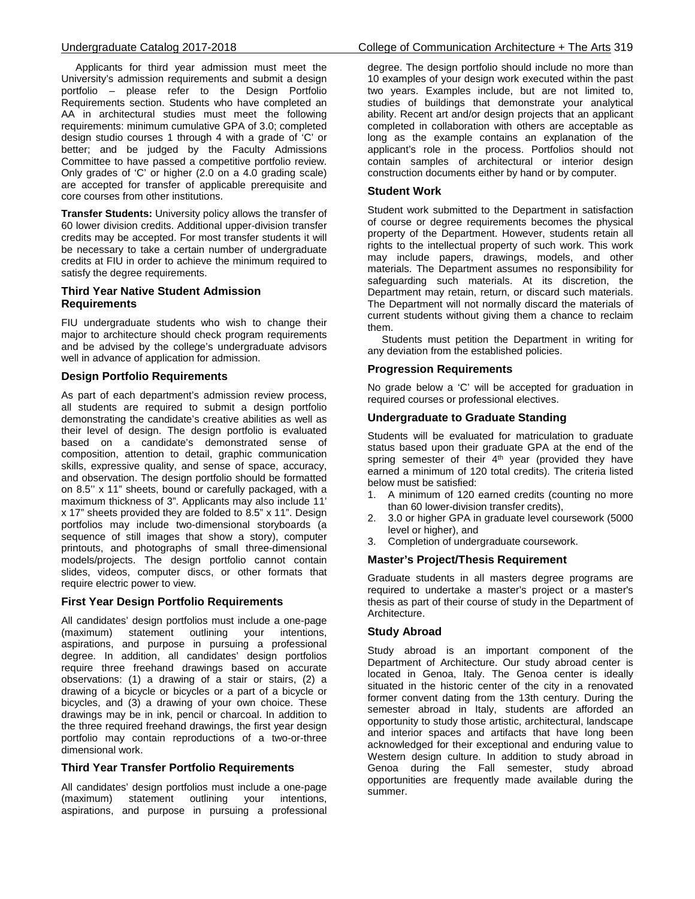Applicants for third year admission must meet the University's admission requirements and submit a design portfolio – please refer to the Design Portfolio Requirements section. Students who have completed an AA in architectural studies must meet the following requirements: minimum cumulative GPA of 3.0; completed design studio courses 1 through 4 with a grade of 'C' or better; and be judged by the Faculty Admissions Committee to have passed a competitive portfolio review. Only grades of 'C' or higher (2.0 on a 4.0 grading scale) are accepted for transfer of applicable prerequisite and core courses from other institutions.

**Transfer Students:** University policy allows the transfer of 60 lower division credits. Additional upper-division transfer credits may be accepted. For most transfer students it will be necessary to take a certain number of undergraduate credits at FIU in order to achieve the minimum required to satisfy the degree requirements.

### Third Year Native Student Admission Requirements

FIU undergraduate students who wish to change their major to architecture should check program requirements and be advised by the college's undergraduate advisors well in advance of application for admission.

### Design Portfolio Requirements

As part of each department's admission review process, all students are required to submit a design portfolio demonstrating the candidate's creative abilities as well as their level of design. The design portfolio is evaluated based on a candidate's demonstrated sense of composition, attention to detail, graphic communication skills, expressive quality, and sense of space, accuracy, and observation. The design portfolio should be formatted on 8.5'' x 11" sheets, bound or carefully packaged, with a maximum thickness of 3". Applicants may also include 11' x 17" sheets provided they are folded to 8.5" x 11". Design portfolios may include two-dimensional storyboards (a sequence of still images that show a story), computer printouts, and photographs of small three-dimensional models/projects. The design portfolio cannot contain slides, videos, computer discs, or other formats that require electric power to view.

### First Year Design Portfolio Requirements

All candidates' design portfolios must include a one-page (maximum) statement outlining your intentions, aspirations, and purpose in pursuing a professional degree. In addition, all candidates' design portfolios require three freehand drawings based on accurate observations: (1) a drawing of a stair or stairs, (2) a drawing of a bicycle or bicycles or a part of a bicycle or bicycles, and (3) a drawing of your own choice. These drawings may be in ink, pencil or charcoal. In addition to the three required freehand drawings, the first year design portfolio may contain reproductions of a two-or-three dimensional work.

### Third Year Transfer Portfolio Requirements

All candidates' design portfolios must include a one-page (maximum) statement outlining your intentions, aspirations, and purpose in pursuing a professional degree. The design portfolio should include no more than 10 examples of your design work executed within the past two years. Examples include, but are not limited to, studies of buildings that demonstrate your analytical ability. Recent art and/or design projects that an applicant completed in collaboration with others are acceptable as long as the example contains an explanation of the applicant's role in the process. Portfolios should not contain samples of architectural or interior design construction documents either by hand or by computer.

### Student Work

Student work submitted to the Department in satisfaction of course or degree requirements becomes the physical property of the Department. However, students retain all rights to the intellectual property of such work. This work may include papers, drawings, models, and other materials. The Department assumes no responsibility for safeguarding such materials. At its discretion, the Department may retain, return, or discard such materials. The Department will not normally discard the materials of current students without giving them a chance to reclaim them.

Students must petition the Department in writing for any deviation from the established policies.

### Progression Requirements

No grade below a 'C' will be accepted for graduation in required courses or professional electives.

### Undergraduate to Graduate Standing

Students will be evaluated for matriculation to graduate status based upon their graduate GPA at the end of the spring semester of their 4th year (provided they have earned a minimum of 120 total credits). The criteria listed below must be satisfied:

1. A minimum of 120 earned credits (counting no more than 60 lower-division transfer credits),
2. 3.0 or higher GPA in graduate level coursework (5000 level or higher), and
3. Completion of undergraduate coursework.

### Master's Project/Thesis Requirement

Graduate students in all masters degree programs are required to undertake a master's project or a master's thesis as part of their course of study in the Department of Architecture.

### Study Abroad

Study abroad is an important component of the Department of Architecture. Our study abroad center is located in Genoa, Italy. The Genoa center is ideally situated in the historic center of the city in a renovated former convent dating from the 13th century. During the semester abroad in Italy, students are afforded an opportunity to study those artistic, architectural, landscape and interior spaces and artifacts that have long been acknowledged for their exceptional and enduring value to Western design culture. In addition to study abroad in Genoa during the Fall semester, study abroad opportunities are frequently made available during the summer.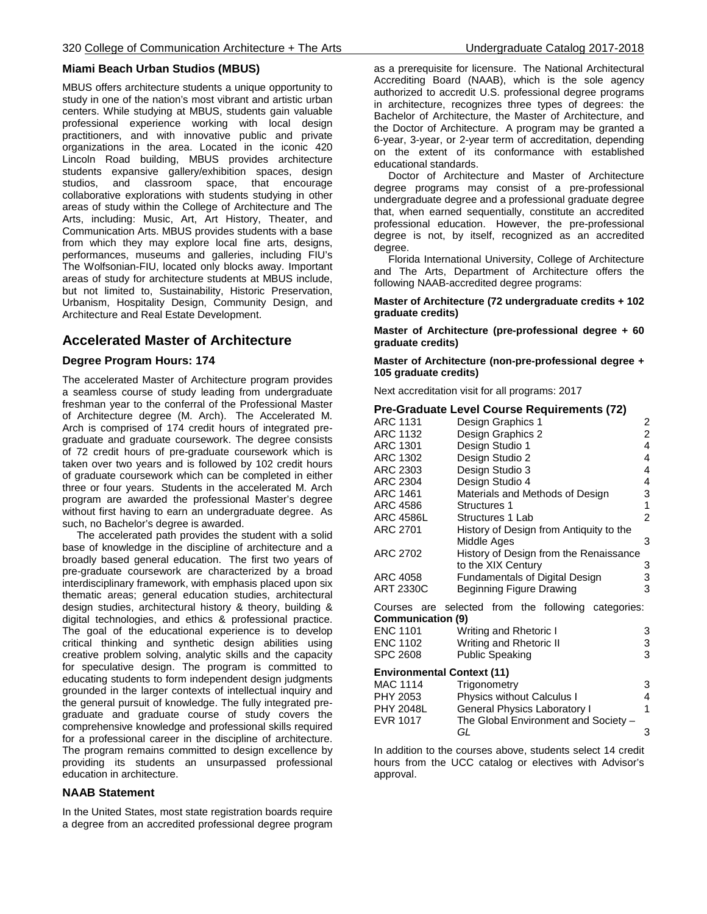## Miami Beach Urban Studios (MBUS)

MBUS offers architecture students a unique opportunity to study in one of the nation's most vibrant and artistic urban centers. While studying at MBUS, students gain valuable professional experience working with local design practitioners, and with innovative public and private organizations in the area. Located in the iconic 420 Lincoln Road building, MBUS provides architecture students expansive gallery/exhibition spaces, design studios, and classroom space, that encourage collaborative explorations with students studying in other areas of study within the College of Architecture and The Arts, including: Music, Art, Art History, Theater, and Communication Arts. MBUS provides students with a base from which they may explore local fine arts, designs, performances, museums and galleries, including FIU's The Wolfsonian-FIU, located only blocks away. Important areas of study for architecture students at MBUS include, but not limited to, Sustainability, Historic Preservation, Urbanism, Hospitality Design, Community Design, and Architecture and Real Estate Development.

# Accelerated Master of Architecture

### Degree Program Hours: 174

The accelerated Master of Architecture program provides a seamless course of study leading from undergraduate freshman year to the conferral of the Professional Master of Architecture degree (M. Arch). The Accelerated M. Arch is comprised of 174 credit hours of integrated pre-graduate and graduate coursework. The degree consists of 72 credit hours of pre-graduate coursework which is taken over two years and is followed by 102 credit hours of graduate coursework which can be completed in either three or four years. Students in the accelerated M. Arch program are awarded the professional Master's degree without first having to earn an undergraduate degree. As such, no Bachelor's degree is awarded.

The accelerated path provides the student with a solid base of knowledge in the discipline of architecture and a broadly based general education. The first two years of pre-graduate coursework are characterized by a broad interdisciplinary framework, with emphasis placed upon six thematic areas; general education studies, architectural design studies, architectural history & theory, building & digital technologies, and ethics & professional practice. The goal of the educational experience is to develop critical thinking and synthetic design abilities using creative problem solving, analytic skills and the capacity for speculative design. The program is committed to educating students to form independent design judgments grounded in the larger contexts of intellectual inquiry and the general pursuit of knowledge. The fully integrated pre-graduate and graduate course of study covers the comprehensive knowledge and professional skills required for a professional career in the discipline of architecture. The program remains committed to design excellence by providing its students an unsurpassed professional education in architecture.

### NAAB Statement

In the United States, most state registration boards require a degree from an accredited professional degree program as a prerequisite for licensure. The National Architectural Accrediting Board (NAAB), which is the sole agency authorized to accredit U.S. professional degree programs in architecture, recognizes three types of degrees: the Bachelor of Architecture, the Master of Architecture, and the Doctor of Architecture. A program may be granted a 6-year, 3-year, or 2-year term of accreditation, depending on the extent of its conformance with established educational standards.

Doctor of Architecture and Master of Architecture degree programs may consist of a pre-professional undergraduate degree and a professional graduate degree that, when earned sequentially, constitute an accredited professional education. However, the pre-professional degree is not, by itself, recognized as an accredited degree.

Florida International University, College of Architecture and The Arts, Department of Architecture offers the following NAAB-accredited degree programs:

**Master of Architecture (72 undergraduate credits + 102 graduate credits)**

**Master of Architecture (pre-professional degree + 60 graduate credits)**

**Master of Architecture (non-pre-professional degree + 105 graduate credits)**

Next accreditation visit for all programs: 2017

### Pre-Graduate Level Course Requirements (72)

| | | |
|---|---|---|
| ARC 1131 | Design Graphics 1 | 2 |
| ARC 1132 | Design Graphics 2 | 2 |
| ARC 1301 | Design Studio 1 | 4 |
| ARC 1302 | Design Studio 2 | 4 |
| ARC 2303 | Design Studio 3 | 4 |
| ARC 2304 | Design Studio 4 | 4 |
| ARC 1461 | Materials and Methods of Design | 3 |
| ARC 4586 | Structures 1 | 1 |
| ARC 4586L | Structures 1 Lab | 2 |
| ARC 2701 | History of Design from Antiquity to the Middle Ages | 3 |
| ARC 2702 | History of Design from the Renaissance to the XIX Century | 3 |
| ARC 4058 | Fundamentals of Digital Design | 3 |
| ART 2330C | Beginning Figure Drawing | 3 |

Courses are selected from the following categories:

**Communication (9)**

| | | |
|---|---|---|
| ENC 1101 | Writing and Rhetoric I | 3 |
| ENC 1102 | Writing and Rhetoric II | 3 |
| SPC 2608 | Public Speaking | 3 |

**Environmental Context (11)**

| | | |
|---|---|---|
| MAC 1114 | Trigonometry | 3 |
| PHY 2053 | Physics without Calculus I | 4 |
| PHY 2048L | General Physics Laboratory I | 1 |
| EVR 1017 | The Global Environment and Society – *GL* | 3 |

In addition to the courses above, students select 14 credit hours from the UCC catalog or electives with Advisor's approval.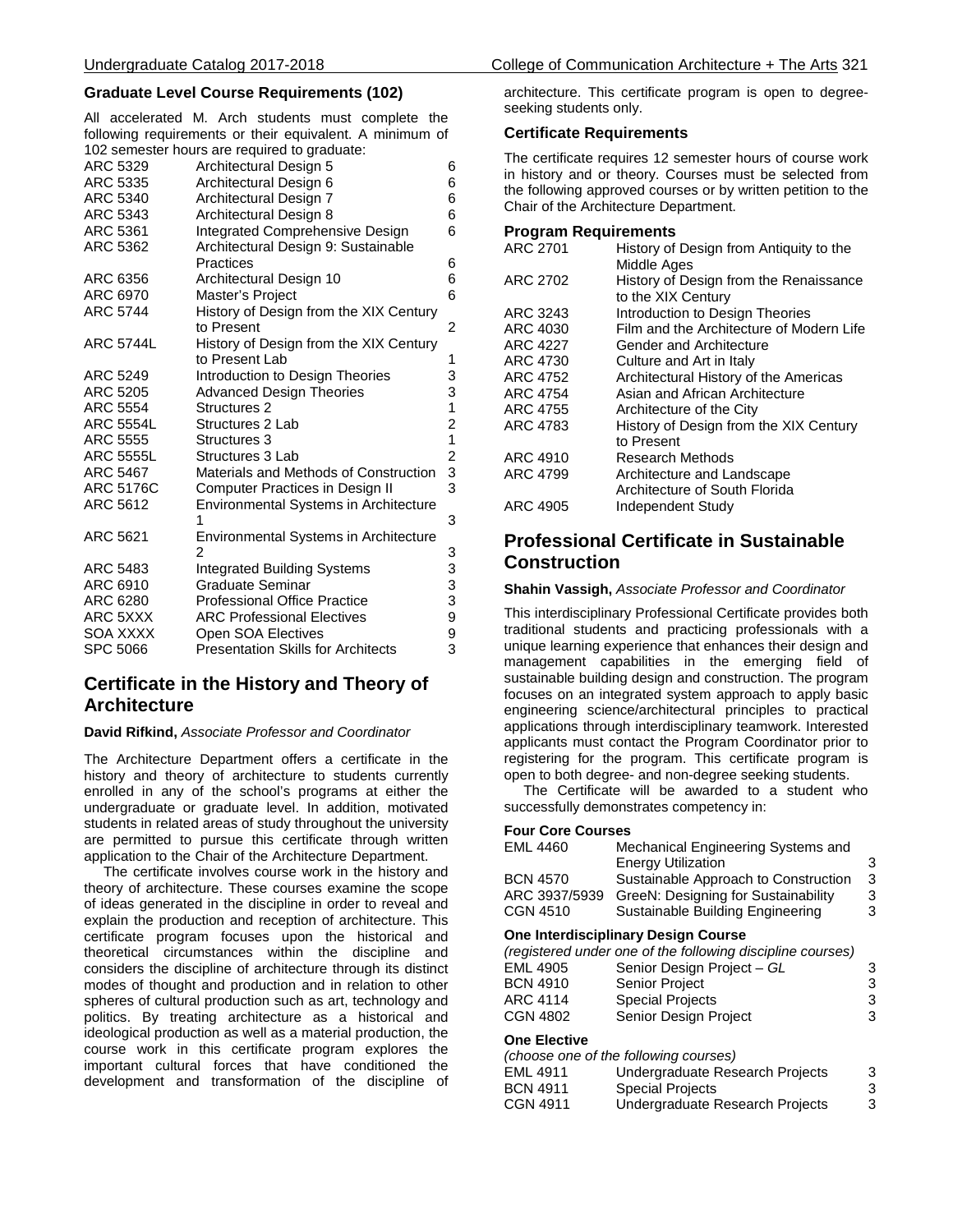### Graduate Level Course Requirements (102)

All accelerated M. Arch students must complete the following requirements or their equivalent. A minimum of 102 semester hours are required to graduate:

| | | |
|---|---|---|
| ARC 5329 | Architectural Design 5 | 6 |
| ARC 5335 | Architectural Design 6 | 6 |
| ARC 5340 | Architectural Design 7 | 6 |
| ARC 5343 | Architectural Design 8 | 6 |
| ARC 5361 | Integrated Comprehensive Design | 6 |
| ARC 5362 | Architectural Design 9: Sustainable Practices | 6 |
| ARC 6356 | Architectural Design 10 | 6 |
| ARC 6970 | Master's Project | 6 |
| ARC 5744 | History of Design from the XIX Century to Present | 2 |
| ARC 5744L | History of Design from the XIX Century to Present Lab | 1 |
| ARC 5249 | Introduction to Design Theories | 3 |
| ARC 5205 | Advanced Design Theories | 3 |
| ARC 5554 | Structures 2 | 1 |
| ARC 5554L | Structures 2 Lab | 2 |
| ARC 5555 | Structures 3 | 1 |
| ARC 5555L | Structures 3 Lab | 2 |
| ARC 5467 | Materials and Methods of Construction | 3 |
| ARC 5176C | Computer Practices in Design II | 3 |
| ARC 5612 | Environmental Systems in Architecture 1 | 3 |
| ARC 5621 | Environmental Systems in Architecture 2 | 3 |
| ARC 5483 | Integrated Building Systems | 3 |
| ARC 6910 | Graduate Seminar | 3 |
| ARC 6280 | Professional Office Practice | 3 |
| ARC 5XXX | ARC Professional Electives | 9 |
| SOA XXXX | Open SOA Electives | 9 |
| SPC 5066 | Presentation Skills for Architects | 3 |

## Certificate in the History and Theory of Architecture

**David Rifkind,** *Associate Professor and Coordinator*

The Architecture Department offers a certificate in the history and theory of architecture to students currently enrolled in any of the school's programs at either the undergraduate or graduate level. In addition, motivated students in related areas of study throughout the university are permitted to pursue this certificate through written application to the Chair of the Architecture Department.

The certificate involves course work in the history and theory of architecture. These courses examine the scope of ideas generated in the discipline in order to reveal and explain the production and reception of architecture. This certificate program focuses upon the historical and theoretical circumstances within the discipline and considers the discipline of architecture through its distinct modes of thought and production and in relation to other spheres of cultural production such as art, technology and politics. By treating architecture as a historical and ideological production as well as a material production, the course work in this certificate program explores the important cultural forces that have conditioned the development and transformation of the discipline of architecture. This certificate program is open to degree-seeking students only.

### Certificate Requirements

The certificate requires 12 semester hours of course work in history and or theory. Courses must be selected from the following approved courses or by written petition to the Chair of the Architecture Department.

### Program Requirements

| | |
|---|---|
| ARC 2701 | History of Design from Antiquity to the Middle Ages |
| ARC 2702 | History of Design from the Renaissance to the XIX Century |
| ARC 3243 | Introduction to Design Theories |
| ARC 4030 | Film and the Architecture of Modern Life |
| ARC 4227 | Gender and Architecture |
| ARC 4730 | Culture and Art in Italy |
| ARC 4752 | Architectural History of the Americas |
| ARC 4754 | Asian and African Architecture |
| ARC 4755 | Architecture of the City |
| ARC 4783 | History of Design from the XIX Century to Present |
| ARC 4910 | Research Methods |
| ARC 4799 | Architecture and Landscape Architecture of South Florida |
| ARC 4905 | Independent Study |

## Professional Certificate in Sustainable Construction

**Shahin Vassigh,** *Associate Professor and Coordinator*

This interdisciplinary Professional Certificate provides both traditional students and practicing professionals with a unique learning experience that enhances their design and management capabilities in the emerging field of sustainable building design and construction. The program focuses on an integrated system approach to apply basic engineering science/architectural principles to practical applications through interdisciplinary teamwork. Interested applicants must contact the Program Coordinator prior to registering for the program. This certificate program is open to both degree- and non-degree seeking students.

The Certificate will be awarded to a student who successfully demonstrates competency in:

### Four Core Courses

| | | |
|---|---|---|
| EML 4460 | Mechanical Engineering Systems and Energy Utilization | 3 |
| BCN 4570 | Sustainable Approach to Construction | 3 |
| ARC 3937/5939 | GreeN: Designing for Sustainability | 3 |
| CGN 4510 | Sustainable Building Engineering | 3 |

### One Interdisciplinary Design Course

*(registered under one of the following discipline courses)*

| | | |
|---|---|---|
| EML 4905 | Senior Design Project – *GL* | 3 |
| BCN 4910 | Senior Project | 3 |
| ARC 4114 | Special Projects | 3 |
| CGN 4802 | Senior Design Project | 3 |

### One Elective

*(choose one of the following courses)*

| | | |
|---|---|---|
| EML 4911 | Undergraduate Research Projects | 3 |
| BCN 4911 | Special Projects | 3 |
| CGN 4911 | Undergraduate Research Projects | 3 |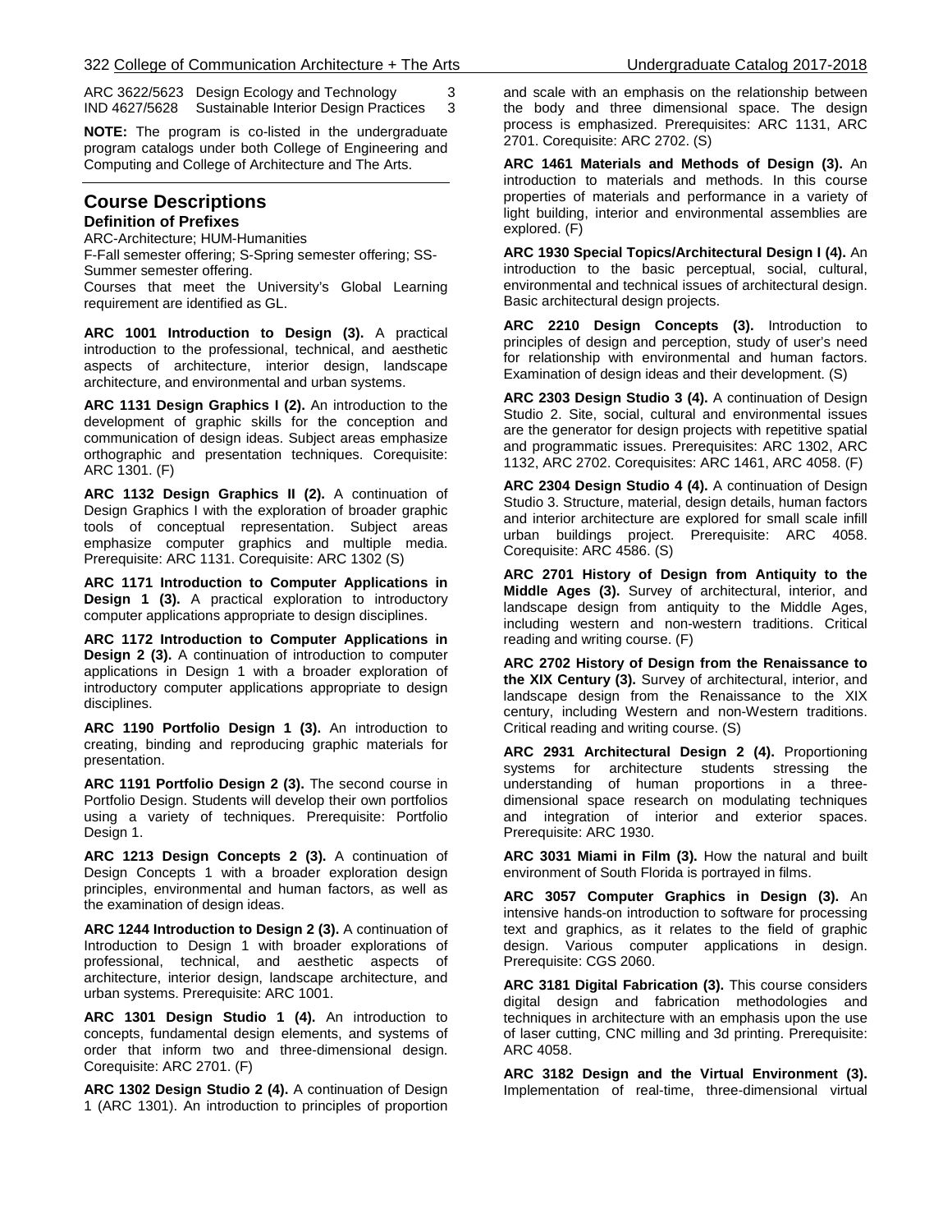| | | |
|---|---|---|
| ARC 3622/5623 | Design Ecology and Technology | 3 |
| IND 4627/5628 | Sustainable Interior Design Practices | 3 |

**NOTE:** The program is co-listed in the undergraduate program catalogs under both College of Engineering and Computing and College of Architecture and The Arts.

## Course Descriptions

### Definition of Prefixes

ARC-Architecture; HUM-Humanities

F-Fall semester offering; S-Spring semester offering; SS-Summer semester offering.

Courses that meet the University's Global Learning requirement are identified as GL.

**ARC 1001 Introduction to Design (3).** A practical introduction to the professional, technical, and aesthetic aspects of architecture, interior design, landscape architecture, and environmental and urban systems.

**ARC 1131 Design Graphics I (2).** An introduction to the development of graphic skills for the conception and communication of design ideas. Subject areas emphasize orthographic and presentation techniques. Corequisite: ARC 1301. (F)

**ARC 1132 Design Graphics II (2).** A continuation of Design Graphics I with the exploration of broader graphic tools of conceptual representation. Subject areas emphasize computer graphics and multiple media. Prerequisite: ARC 1131. Corequisite: ARC 1302 (S)

**ARC 1171 Introduction to Computer Applications in Design 1 (3).** A practical exploration to introductory computer applications appropriate to design disciplines.

**ARC 1172 Introduction to Computer Applications in Design 2 (3).** A continuation of introduction to computer applications in Design 1 with a broader exploration of introductory computer applications appropriate to design disciplines.

**ARC 1190 Portfolio Design 1 (3).** An introduction to creating, binding and reproducing graphic materials for presentation.

**ARC 1191 Portfolio Design 2 (3).** The second course in Portfolio Design. Students will develop their own portfolios using a variety of techniques. Prerequisite: Portfolio Design 1.

**ARC 1213 Design Concepts 2 (3).** A continuation of Design Concepts 1 with a broader exploration design principles, environmental and human factors, as well as the examination of design ideas.

**ARC 1244 Introduction to Design 2 (3).** A continuation of Introduction to Design 1 with broader explorations of professional, technical, and aesthetic aspects of architecture, interior design, landscape architecture, and urban systems. Prerequisite: ARC 1001.

**ARC 1301 Design Studio 1 (4).** An introduction to concepts, fundamental design elements, and systems of order that inform two and three-dimensional design. Corequisite: ARC 2701. (F)

**ARC 1302 Design Studio 2 (4).** A continuation of Design 1 (ARC 1301). An introduction to principles of proportion and scale with an emphasis on the relationship between the body and three dimensional space. The design process is emphasized. Prerequisites: ARC 1131, ARC 2701. Corequisite: ARC 2702. (S)

**ARC 1461 Materials and Methods of Design (3).** An introduction to materials and methods. In this course properties of materials and performance in a variety of light building, interior and environmental assemblies are explored. (F)

**ARC 1930 Special Topics/Architectural Design I (4).** An introduction to the basic perceptual, social, cultural, environmental and technical issues of architectural design. Basic architectural design projects.

**ARC 2210 Design Concepts (3).** Introduction to principles of design and perception, study of user's need for relationship with environmental and human factors. Examination of design ideas and their development. (S)

**ARC 2303 Design Studio 3 (4).** A continuation of Design Studio 2. Site, social, cultural and environmental issues are the generator for design projects with repetitive spatial and programmatic issues. Prerequisites: ARC 1302, ARC 1132, ARC 2702. Corequisites: ARC 1461, ARC 4058. (F)

**ARC 2304 Design Studio 4 (4).** A continuation of Design Studio 3. Structure, material, design details, human factors and interior architecture are explored for small scale infill urban buildings project. Prerequisite: ARC 4058. Corequisite: ARC 4586. (S)

**ARC 2701 History of Design from Antiquity to the Middle Ages (3).** Survey of architectural, interior, and landscape design from antiquity to the Middle Ages, including western and non-western traditions. Critical reading and writing course. (F)

**ARC 2702 History of Design from the Renaissance to the XIX Century (3).** Survey of architectural, interior, and landscape design from the Renaissance to the XIX century, including Western and non-Western traditions. Critical reading and writing course. (S)

**ARC 2931 Architectural Design 2 (4).** Proportioning systems for architecture students stressing the understanding of human proportions in a three-dimensional space research on modulating techniques and integration of interior and exterior spaces. Prerequisite: ARC 1930.

**ARC 3031 Miami in Film (3).** How the natural and built environment of South Florida is portrayed in films.

**ARC 3057 Computer Graphics in Design (3).** An intensive hands-on introduction to software for processing text and graphics, as it relates to the field of graphic design. Various computer applications in design. Prerequisite: CGS 2060.

**ARC 3181 Digital Fabrication (3).** This course considers digital design and fabrication methodologies and techniques in architecture with an emphasis upon the use of laser cutting, CNC milling and 3d printing. Prerequisite: ARC 4058.

**ARC 3182 Design and the Virtual Environment (3).** Implementation of real-time, three-dimensional virtual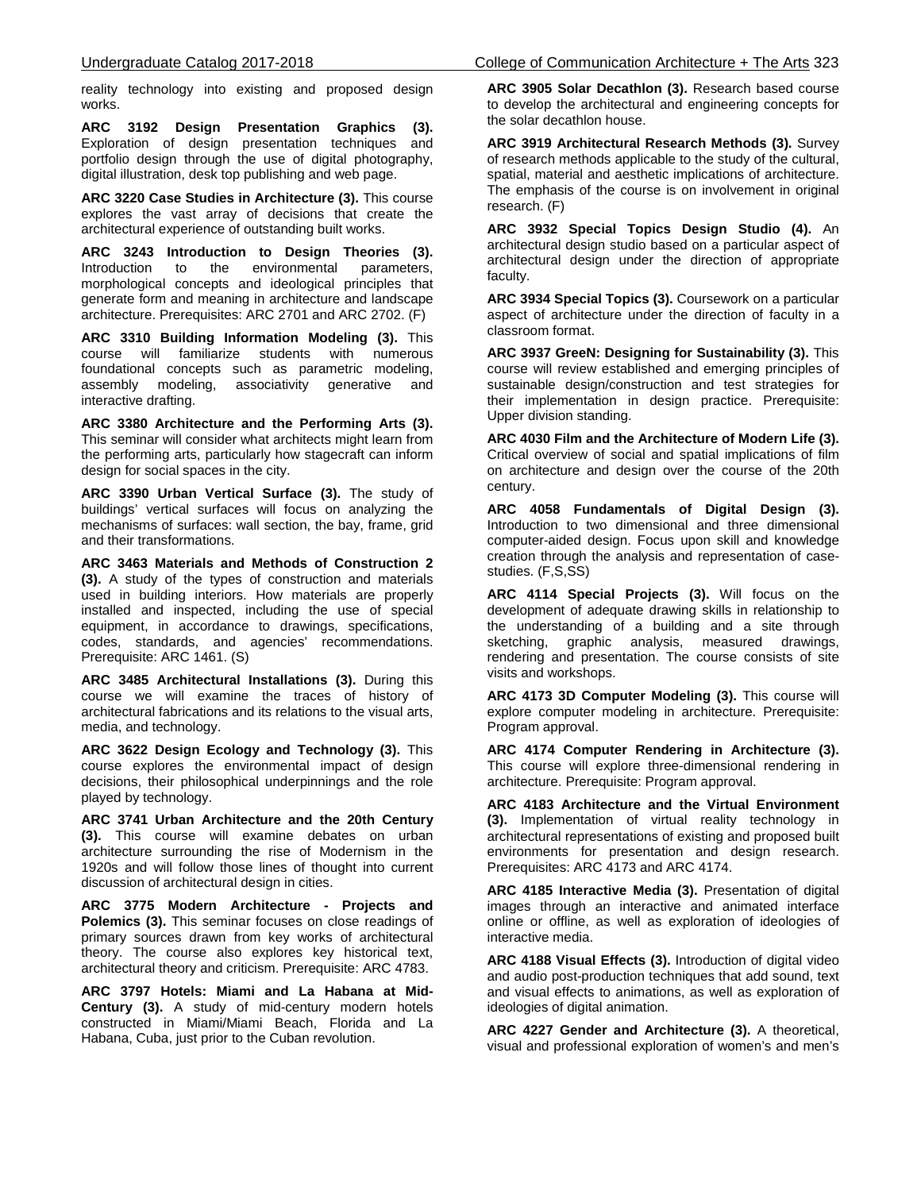reality technology into existing and proposed design works.

**ARC 3192 Design Presentation Graphics (3).** Exploration of design presentation techniques and portfolio design through the use of digital photography, digital illustration, desk top publishing and web page.

**ARC 3220 Case Studies in Architecture (3).** This course explores the vast array of decisions that create the architectural experience of outstanding built works.

**ARC 3243 Introduction to Design Theories (3).** Introduction to the environmental parameters, morphological concepts and ideological principles that generate form and meaning in architecture and landscape architecture. Prerequisites: ARC 2701 and ARC 2702. (F)

**ARC 3310 Building Information Modeling (3).** This course will familiarize students with numerous foundational concepts such as parametric modeling, assembly modeling, associativity generative and interactive drafting.

**ARC 3380 Architecture and the Performing Arts (3).** This seminar will consider what architects might learn from the performing arts, particularly how stagecraft can inform design for social spaces in the city.

**ARC 3390 Urban Vertical Surface (3).** The study of buildings' vertical surfaces will focus on analyzing the mechanisms of surfaces: wall section, the bay, frame, grid and their transformations.

**ARC 3463 Materials and Methods of Construction 2 (3).** A study of the types of construction and materials used in building interiors. How materials are properly installed and inspected, including the use of special equipment, in accordance to drawings, specifications, codes, standards, and agencies' recommendations. Prerequisite: ARC 1461. (S)

**ARC 3485 Architectural Installations (3).** During this course we will examine the traces of history of architectural fabrications and its relations to the visual arts, media, and technology.

**ARC 3622 Design Ecology and Technology (3).** This course explores the environmental impact of design decisions, their philosophical underpinnings and the role played by technology.

**ARC 3741 Urban Architecture and the 20th Century (3).** This course will examine debates on urban architecture surrounding the rise of Modernism in the 1920s and will follow those lines of thought into current discussion of architectural design in cities.

**ARC 3775 Modern Architecture - Projects and Polemics (3).** This seminar focuses on close readings of primary sources drawn from key works of architectural theory. The course also explores key historical text, architectural theory and criticism. Prerequisite: ARC 4783.

**ARC 3797 Hotels: Miami and La Habana at Mid-Century (3).** A study of mid-century modern hotels constructed in Miami/Miami Beach, Florida and La Habana, Cuba, just prior to the Cuban revolution.

**ARC 3905 Solar Decathlon (3).** Research based course to develop the architectural and engineering concepts for the solar decathlon house.

**ARC 3919 Architectural Research Methods (3).** Survey of research methods applicable to the study of the cultural, spatial, material and aesthetic implications of architecture. The emphasis of the course is on involvement in original research. (F)

**ARC 3932 Special Topics Design Studio (4).** An architectural design studio based on a particular aspect of architectural design under the direction of appropriate faculty.

**ARC 3934 Special Topics (3).** Coursework on a particular aspect of architecture under the direction of faculty in a classroom format.

**ARC 3937 GreeN: Designing for Sustainability (3).** This course will review established and emerging principles of sustainable design/construction and test strategies for their implementation in design practice. Prerequisite: Upper division standing.

**ARC 4030 Film and the Architecture of Modern Life (3).** Critical overview of social and spatial implications of film on architecture and design over the course of the 20th century.

**ARC 4058 Fundamentals of Digital Design (3).** Introduction to two dimensional and three dimensional computer-aided design. Focus upon skill and knowledge creation through the analysis and representation of case-studies. (F,S,SS)

**ARC 4114 Special Projects (3).** Will focus on the development of adequate drawing skills in relationship to the understanding of a building and a site through sketching, graphic analysis, measured drawings, rendering and presentation. The course consists of site visits and workshops.

**ARC 4173 3D Computer Modeling (3).** This course will explore computer modeling in architecture. Prerequisite: Program approval.

**ARC 4174 Computer Rendering in Architecture (3).** This course will explore three-dimensional rendering in architecture. Prerequisite: Program approval.

**ARC 4183 Architecture and the Virtual Environment (3).** Implementation of virtual reality technology in architectural representations of existing and proposed built environments for presentation and design research. Prerequisites: ARC 4173 and ARC 4174.

**ARC 4185 Interactive Media (3).** Presentation of digital images through an interactive and animated interface online or offline, as well as exploration of ideologies of interactive media.

**ARC 4188 Visual Effects (3).** Introduction of digital video and audio post-production techniques that add sound, text and visual effects to animations, as well as exploration of ideologies of digital animation.

**ARC 4227 Gender and Architecture (3).** A theoretical, visual and professional exploration of women's and men's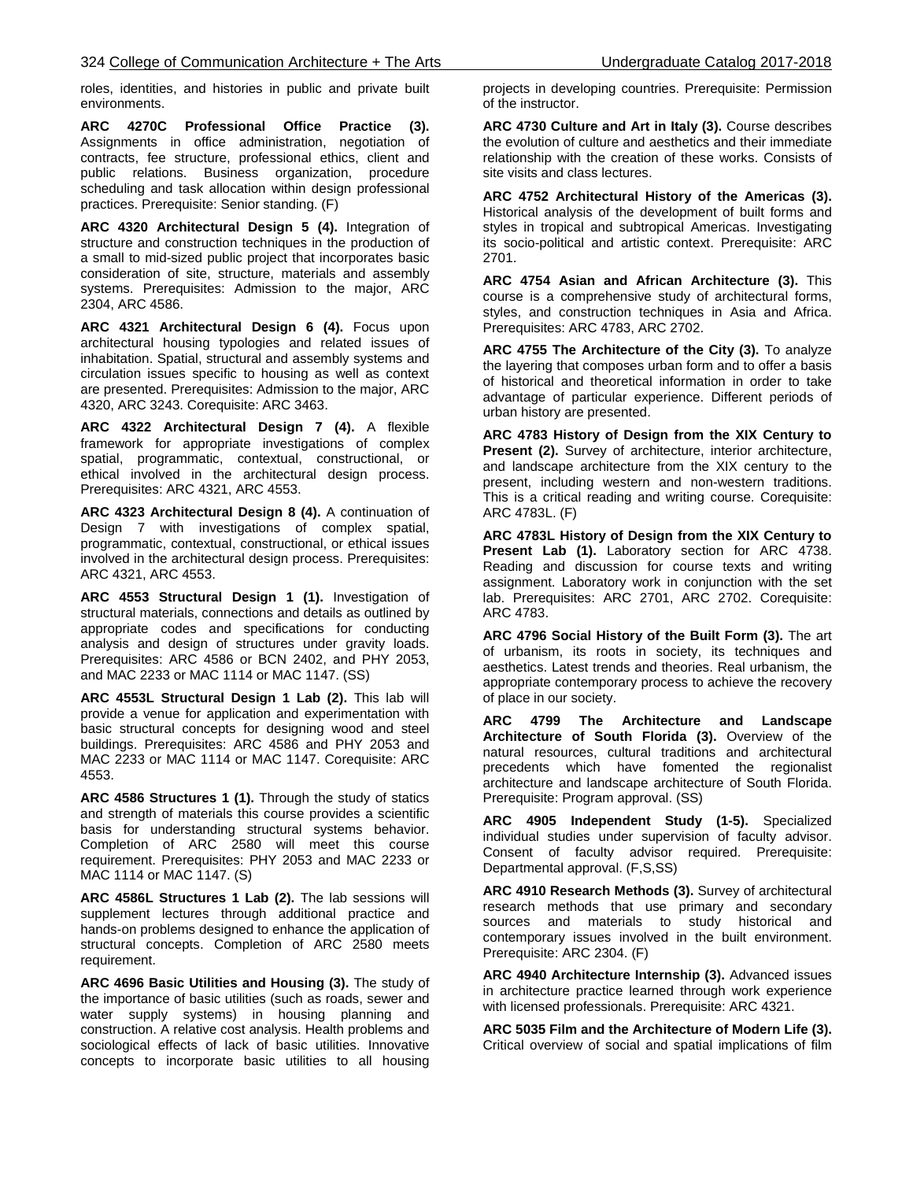roles, identities, and histories in public and private built environments.

**ARC 4270C Professional Office Practice (3).** Assignments in office administration, negotiation of contracts, fee structure, professional ethics, client and public relations. Business organization, procedure scheduling and task allocation within design professional practices. Prerequisite: Senior standing. (F)

**ARC 4320 Architectural Design 5 (4).** Integration of structure and construction techniques in the production of a small to mid-sized public project that incorporates basic consideration of site, structure, materials and assembly systems. Prerequisites: Admission to the major, ARC 2304, ARC 4586.

**ARC 4321 Architectural Design 6 (4).** Focus upon architectural housing typologies and related issues of inhabitation. Spatial, structural and assembly systems and circulation issues specific to housing as well as context are presented. Prerequisites: Admission to the major, ARC 4320, ARC 3243. Corequisite: ARC 3463.

**ARC 4322 Architectural Design 7 (4).** A flexible framework for appropriate investigations of complex spatial, programmatic, contextual, constructional, or ethical involved in the architectural design process. Prerequisites: ARC 4321, ARC 4553.

**ARC 4323 Architectural Design 8 (4).** A continuation of Design 7 with investigations of complex spatial, programmatic, contextual, constructional, or ethical issues involved in the architectural design process. Prerequisites: ARC 4321, ARC 4553.

**ARC 4553 Structural Design 1 (1).** Investigation of structural materials, connections and details as outlined by appropriate codes and specifications for conducting analysis and design of structures under gravity loads. Prerequisites: ARC 4586 or BCN 2402, and PHY 2053, and MAC 2233 or MAC 1114 or MAC 1147. (SS)

**ARC 4553L Structural Design 1 Lab (2).** This lab will provide a venue for application and experimentation with basic structural concepts for designing wood and steel buildings. Prerequisites: ARC 4586 and PHY 2053 and MAC 2233 or MAC 1114 or MAC 1147. Corequisite: ARC 4553.

**ARC 4586 Structures 1 (1).** Through the study of statics and strength of materials this course provides a scientific basis for understanding structural systems behavior. Completion of ARC 2580 will meet this course requirement. Prerequisites: PHY 2053 and MAC 2233 or MAC 1114 or MAC 1147. (S)

**ARC 4586L Structures 1 Lab (2).** The lab sessions will supplement lectures through additional practice and hands-on problems designed to enhance the application of structural concepts. Completion of ARC 2580 meets requirement.

**ARC 4696 Basic Utilities and Housing (3).** The study of the importance of basic utilities (such as roads, sewer and water supply systems) in housing planning and construction. A relative cost analysis. Health problems and sociological effects of lack of basic utilities. Innovative concepts to incorporate basic utilities to all housing projects in developing countries. Prerequisite: Permission of the instructor.

**ARC 4730 Culture and Art in Italy (3).** Course describes the evolution of culture and aesthetics and their immediate relationship with the creation of these works. Consists of site visits and class lectures.

**ARC 4752 Architectural History of the Americas (3).** Historical analysis of the development of built forms and styles in tropical and subtropical Americas. Investigating its socio-political and artistic context. Prerequisite: ARC 2701.

**ARC 4754 Asian and African Architecture (3).** This course is a comprehensive study of architectural forms, styles, and construction techniques in Asia and Africa. Prerequisites: ARC 4783, ARC 2702.

**ARC 4755 The Architecture of the City (3).** To analyze the layering that composes urban form and to offer a basis of historical and theoretical information in order to take advantage of particular experience. Different periods of urban history are presented.

**ARC 4783 History of Design from the XIX Century to Present (2).** Survey of architecture, interior architecture, and landscape architecture from the XIX century to the present, including western and non-western traditions. This is a critical reading and writing course. Corequisite: ARC 4783L. (F)

**ARC 4783L History of Design from the XIX Century to Present Lab (1).** Laboratory section for ARC 4738. Reading and discussion for course texts and writing assignment. Laboratory work in conjunction with the set lab. Prerequisites: ARC 2701, ARC 2702. Corequisite: ARC 4783.

**ARC 4796 Social History of the Built Form (3).** The art of urbanism, its roots in society, its techniques and aesthetics. Latest trends and theories. Real urbanism, the appropriate contemporary process to achieve the recovery of place in our society.

**ARC 4799 The Architecture and Landscape Architecture of South Florida (3).** Overview of the natural resources, cultural traditions and architectural precedents which have fomented the regionalist architecture and landscape architecture of South Florida. Prerequisite: Program approval. (SS)

**ARC 4905 Independent Study (1-5).** Specialized individual studies under supervision of faculty advisor. Consent of faculty advisor required. Prerequisite: Departmental approval. (F,S,SS)

**ARC 4910 Research Methods (3).** Survey of architectural research methods that use primary and secondary sources and materials to study historical and contemporary issues involved in the built environment. Prerequisite: ARC 2304. (F)

**ARC 4940 Architecture Internship (3).** Advanced issues in architecture practice learned through work experience with licensed professionals. Prerequisite: ARC 4321.

**ARC 5035 Film and the Architecture of Modern Life (3).** Critical overview of social and spatial implications of film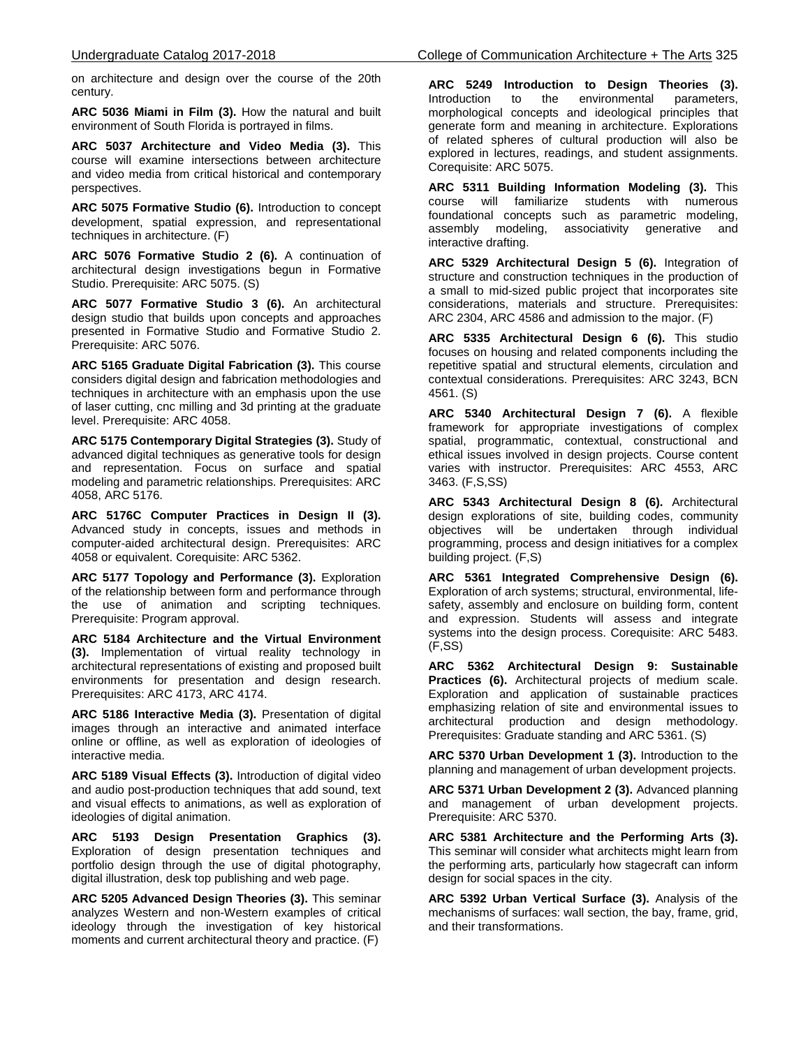on architecture and design over the course of the 20th century.

**ARC 5036 Miami in Film (3).** How the natural and built environment of South Florida is portrayed in films.

**ARC 5037 Architecture and Video Media (3).** This course will examine intersections between architecture and video media from critical historical and contemporary perspectives.

**ARC 5075 Formative Studio (6).** Introduction to concept development, spatial expression, and representational techniques in architecture. (F)

**ARC 5076 Formative Studio 2 (6).** A continuation of architectural design investigations begun in Formative Studio. Prerequisite: ARC 5075. (S)

**ARC 5077 Formative Studio 3 (6).** An architectural design studio that builds upon concepts and approaches presented in Formative Studio and Formative Studio 2. Prerequisite: ARC 5076.

**ARC 5165 Graduate Digital Fabrication (3).** This course considers digital design and fabrication methodologies and techniques in architecture with an emphasis upon the use of laser cutting, cnc milling and 3d printing at the graduate level. Prerequisite: ARC 4058.

**ARC 5175 Contemporary Digital Strategies (3).** Study of advanced digital techniques as generative tools for design and representation. Focus on surface and spatial modeling and parametric relationships. Prerequisites: ARC 4058, ARC 5176.

**ARC 5176C Computer Practices in Design II (3).** Advanced study in concepts, issues and methods in computer-aided architectural design. Prerequisites: ARC 4058 or equivalent. Corequisite: ARC 5362.

**ARC 5177 Topology and Performance (3).** Exploration of the relationship between form and performance through the use of animation and scripting techniques. Prerequisite: Program approval.

**ARC 5184 Architecture and the Virtual Environment (3).** Implementation of virtual reality technology in architectural representations of existing and proposed built environments for presentation and design research. Prerequisites: ARC 4173, ARC 4174.

**ARC 5186 Interactive Media (3).** Presentation of digital images through an interactive and animated interface online or offline, as well as exploration of ideologies of interactive media.

**ARC 5189 Visual Effects (3).** Introduction of digital video and audio post-production techniques that add sound, text and visual effects to animations, as well as exploration of ideologies of digital animation.

**ARC 5193 Design Presentation Graphics (3).** Exploration of design presentation techniques and portfolio design through the use of digital photography, digital illustration, desk top publishing and web page.

**ARC 5205 Advanced Design Theories (3).** This seminar analyzes Western and non-Western examples of critical ideology through the investigation of key historical moments and current architectural theory and practice. (F)

**ARC 5249 Introduction to Design Theories (3).** Introduction to the environmental parameters, morphological concepts and ideological principles that generate form and meaning in architecture. Explorations of related spheres of cultural production will also be explored in lectures, readings, and student assignments. Corequisite: ARC 5075.

**ARC 5311 Building Information Modeling (3).** This course will familiarize students with numerous foundational concepts such as parametric modeling, assembly modeling, associativity generative and interactive drafting.

**ARC 5329 Architectural Design 5 (6).** Integration of structure and construction techniques in the production of a small to mid-sized public project that incorporates site considerations, materials and structure. Prerequisites: ARC 2304, ARC 4586 and admission to the major. (F)

**ARC 5335 Architectural Design 6 (6).** This studio focuses on housing and related components including the repetitive spatial and structural elements, circulation and contextual considerations. Prerequisites: ARC 3243, BCN 4561. (S)

**ARC 5340 Architectural Design 7 (6).** A flexible framework for appropriate investigations of complex spatial, programmatic, contextual, constructional and ethical issues involved in design projects. Course content varies with instructor. Prerequisites: ARC 4553, ARC 3463. (F,S,SS)

**ARC 5343 Architectural Design 8 (6).** Architectural design explorations of site, building codes, community objectives will be undertaken through individual programming, process and design initiatives for a complex building project. (F,S)

**ARC 5361 Integrated Comprehensive Design (6).** Exploration of arch systems; structural, environmental, life-safety, assembly and enclosure on building form, content and expression. Students will assess and integrate systems into the design process. Corequisite: ARC 5483. (F,SS)

**ARC 5362 Architectural Design 9: Sustainable Practices (6).** Architectural projects of medium scale. Exploration and application of sustainable practices emphasizing relation of site and environmental issues to architectural production and design methodology. Prerequisites: Graduate standing and ARC 5361. (S)

**ARC 5370 Urban Development 1 (3).** Introduction to the planning and management of urban development projects.

**ARC 5371 Urban Development 2 (3).** Advanced planning and management of urban development projects. Prerequisite: ARC 5370.

**ARC 5381 Architecture and the Performing Arts (3).** This seminar will consider what architects might learn from the performing arts, particularly how stagecraft can inform design for social spaces in the city.

**ARC 5392 Urban Vertical Surface (3).** Analysis of the mechanisms of surfaces: wall section, the bay, frame, grid, and their transformations.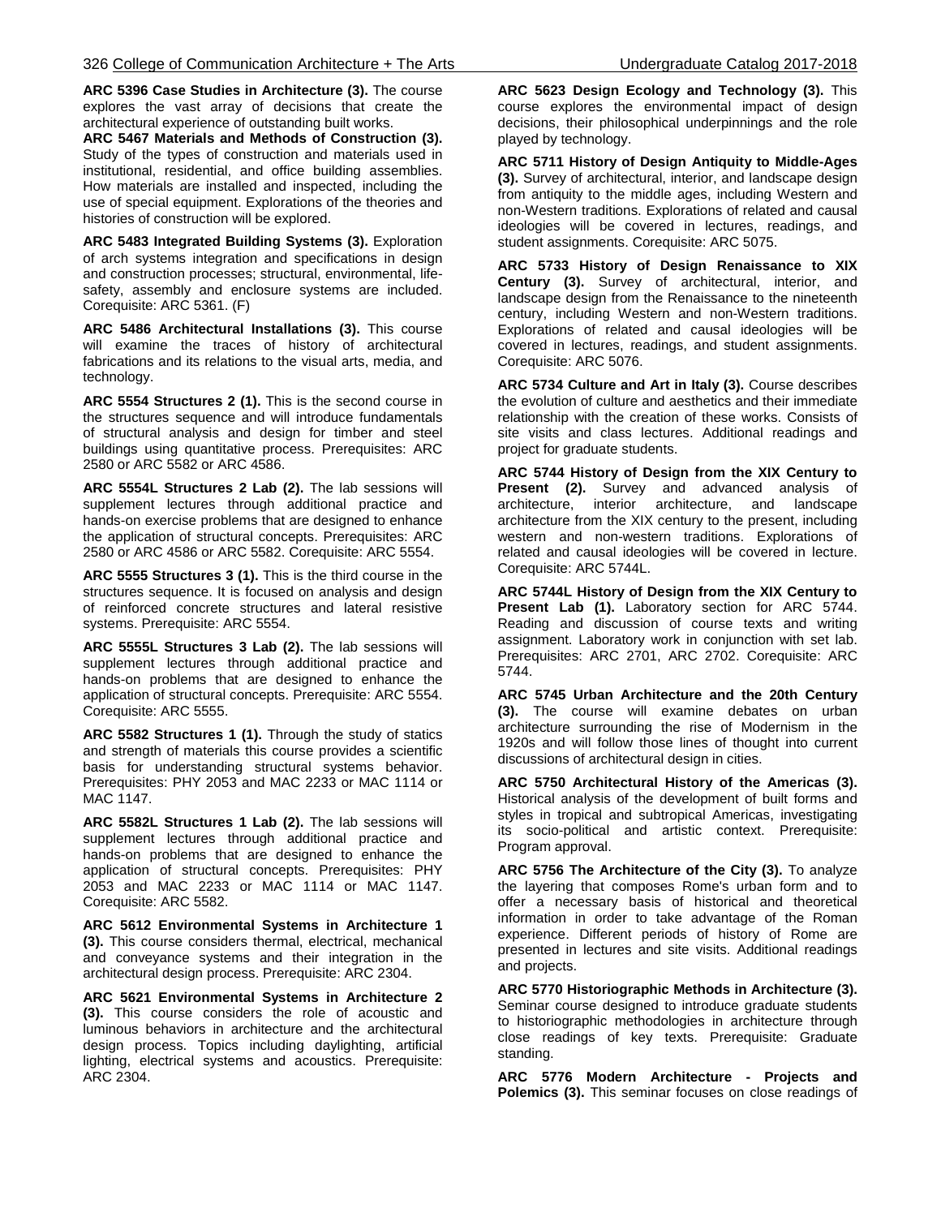**ARC 5396 Case Studies in Architecture (3).** The course explores the vast array of decisions that create the architectural experience of outstanding built works.

**ARC 5467 Materials and Methods of Construction (3).** Study of the types of construction and materials used in institutional, residential, and office building assemblies. How materials are installed and inspected, including the use of special equipment. Explorations of the theories and histories of construction will be explored.

**ARC 5483 Integrated Building Systems (3).** Exploration of arch systems integration and specifications in design and construction processes; structural, environmental, life-safety, assembly and enclosure systems are included. Corequisite: ARC 5361. (F)

**ARC 5486 Architectural Installations (3).** This course will examine the traces of history of architectural fabrications and its relations to the visual arts, media, and technology.

**ARC 5554 Structures 2 (1).** This is the second course in the structures sequence and will introduce fundamentals of structural analysis and design for timber and steel buildings using quantitative process. Prerequisites: ARC 2580 or ARC 5582 or ARC 4586.

**ARC 5554L Structures 2 Lab (2).** The lab sessions will supplement lectures through additional practice and hands-on exercise problems that are designed to enhance the application of structural concepts. Prerequisites: ARC 2580 or ARC 4586 or ARC 5582. Corequisite: ARC 5554.

**ARC 5555 Structures 3 (1).** This is the third course in the structures sequence. It is focused on analysis and design of reinforced concrete structures and lateral resistive systems. Prerequisite: ARC 5554.

**ARC 5555L Structures 3 Lab (2).** The lab sessions will supplement lectures through additional practice and hands-on problems that are designed to enhance the application of structural concepts. Prerequisite: ARC 5554. Corequisite: ARC 5555.

**ARC 5582 Structures 1 (1).** Through the study of statics and strength of materials this course provides a scientific basis for understanding structural systems behavior. Prerequisites: PHY 2053 and MAC 2233 or MAC 1114 or MAC 1147.

**ARC 5582L Structures 1 Lab (2).** The lab sessions will supplement lectures through additional practice and hands-on problems that are designed to enhance the application of structural concepts. Prerequisites: PHY 2053 and MAC 2233 or MAC 1114 or MAC 1147. Corequisite: ARC 5582.

**ARC 5612 Environmental Systems in Architecture 1 (3).** This course considers thermal, electrical, mechanical and conveyance systems and their integration in the architectural design process. Prerequisite: ARC 2304.

**ARC 5621 Environmental Systems in Architecture 2 (3).** This course considers the role of acoustic and luminous behaviors in architecture and the architectural design process. Topics including daylighting, artificial lighting, electrical systems and acoustics. Prerequisite: ARC 2304.

**ARC 5623 Design Ecology and Technology (3).** This course explores the environmental impact of design decisions, their philosophical underpinnings and the role played by technology.

**ARC 5711 History of Design Antiquity to Middle-Ages (3).** Survey of architectural, interior, and landscape design from antiquity to the middle ages, including Western and non-Western traditions. Explorations of related and causal ideologies will be covered in lectures, readings, and student assignments. Corequisite: ARC 5075.

**ARC 5733 History of Design Renaissance to XIX Century (3).** Survey of architectural, interior, and landscape design from the Renaissance to the nineteenth century, including Western and non-Western traditions. Explorations of related and causal ideologies will be covered in lectures, readings, and student assignments. Corequisite: ARC 5076.

**ARC 5734 Culture and Art in Italy (3).** Course describes the evolution of culture and aesthetics and their immediate relationship with the creation of these works. Consists of site visits and class lectures. Additional readings and project for graduate students.

**ARC 5744 History of Design from the XIX Century to Present (2).** Survey and advanced analysis of architecture, interior architecture, and landscape architecture from the XIX century to the present, including western and non-western traditions. Explorations of related and causal ideologies will be covered in lecture. Corequisite: ARC 5744L.

**ARC 5744L History of Design from the XIX Century to Present Lab (1).** Laboratory section for ARC 5744. Reading and discussion of course texts and writing assignment. Laboratory work in conjunction with set lab. Prerequisites: ARC 2701, ARC 2702. Corequisite: ARC 5744.

**ARC 5745 Urban Architecture and the 20th Century (3).** The course will examine debates on urban architecture surrounding the rise of Modernism in the 1920s and will follow those lines of thought into current discussions of architectural design in cities.

**ARC 5750 Architectural History of the Americas (3).** Historical analysis of the development of built forms and styles in tropical and subtropical Americas, investigating its socio-political and artistic context. Prerequisite: Program approval.

**ARC 5756 The Architecture of the City (3).** To analyze the layering that composes Rome's urban form and to offer a necessary basis of historical and theoretical information in order to take advantage of the Roman experience. Different periods of history of Rome are presented in lectures and site visits. Additional readings and projects.

**ARC 5770 Historiographic Methods in Architecture (3).** Seminar course designed to introduce graduate students to historiographic methodologies in architecture through close readings of key texts. Prerequisite: Graduate standing.

**ARC 5776 Modern Architecture - Projects and Polemics (3).** This seminar focuses on close readings of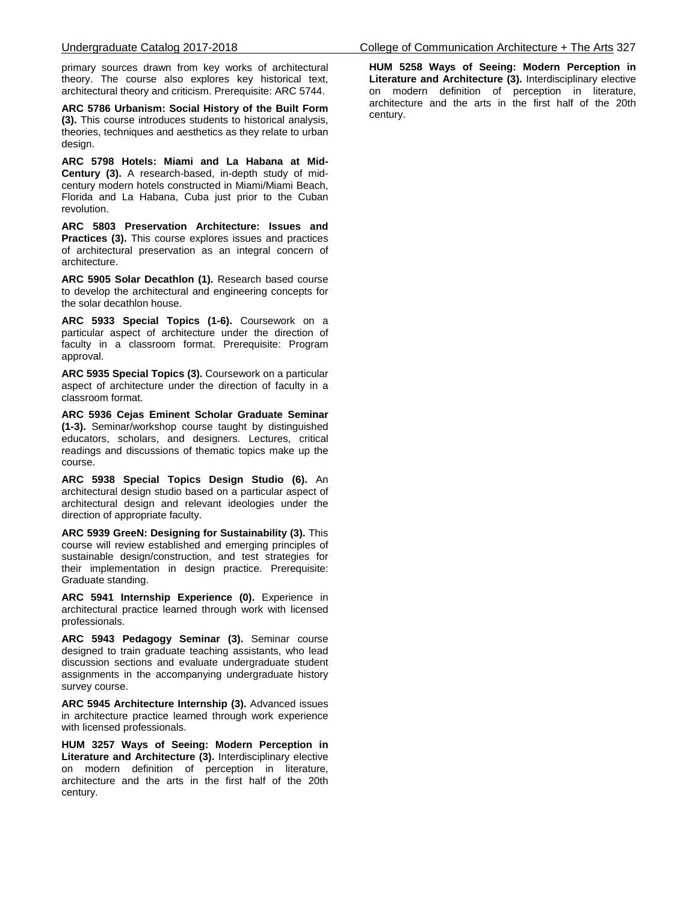primary sources drawn from key works of architectural theory. The course also explores key historical text, architectural theory and criticism. Prerequisite: ARC 5744.

**ARC 5786 Urbanism: Social History of the Built Form (3).** This course introduces students to historical analysis, theories, techniques and aesthetics as they relate to urban design.

**ARC 5798 Hotels: Miami and La Habana at Mid-Century (3).** A research-based, in-depth study of mid-century modern hotels constructed in Miami/Miami Beach, Florida and La Habana, Cuba just prior to the Cuban revolution.

**ARC 5803 Preservation Architecture: Issues and Practices (3).** This course explores issues and practices of architectural preservation as an integral concern of architecture.

**ARC 5905 Solar Decathlon (1).** Research based course to develop the architectural and engineering concepts for the solar decathlon house.

**ARC 5933 Special Topics (1-6).** Coursework on a particular aspect of architecture under the direction of faculty in a classroom format. Prerequisite: Program approval.

**ARC 5935 Special Topics (3).** Coursework on a particular aspect of architecture under the direction of faculty in a classroom format.

**ARC 5936 Cejas Eminent Scholar Graduate Seminar (1-3).** Seminar/workshop course taught by distinguished educators, scholars, and designers. Lectures, critical readings and discussions of thematic topics make up the course.

**ARC 5938 Special Topics Design Studio (6).** An architectural design studio based on a particular aspect of architectural design and relevant ideologies under the direction of appropriate faculty.

**ARC 5939 GreeN: Designing for Sustainability (3).** This course will review established and emerging principles of sustainable design/construction, and test strategies for their implementation in design practice. Prerequisite: Graduate standing.

**ARC 5941 Internship Experience (0).** Experience in architectural practice learned through work with licensed professionals.

**ARC 5943 Pedagogy Seminar (3).** Seminar course designed to train graduate teaching assistants, who lead discussion sections and evaluate undergraduate student assignments in the accompanying undergraduate history survey course.

**ARC 5945 Architecture Internship (3).** Advanced issues in architecture practice learned through work experience with licensed professionals.

**HUM 3257 Ways of Seeing: Modern Perception in Literature and Architecture (3).** Interdisciplinary elective on modern definition of perception in literature, architecture and the arts in the first half of the 20th century.

**HUM 5258 Ways of Seeing: Modern Perception in Literature and Architecture (3).** Interdisciplinary elective on modern definition of perception in literature, architecture and the arts in the first half of the 20th century.